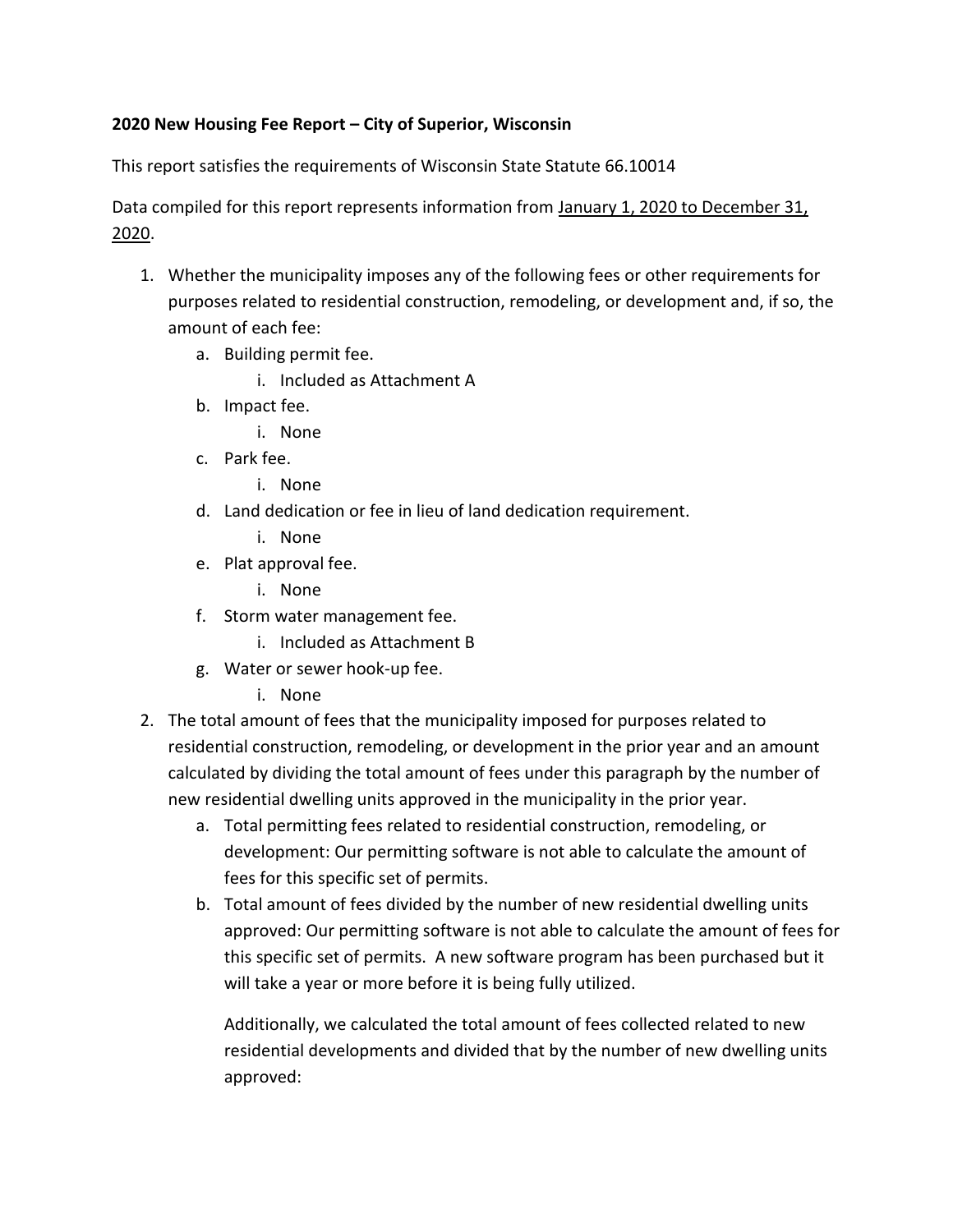**2020 New Housing Fee Report – City of Superior, Wisconsin**

This report satisfies the requirements of Wisconsin State Statute 66.10014

Data compiled for this report represents information from January 1, 2020 to December 31, 2020.

1. Whether the municipality imposes any of the following fees or other requirements for purposes related to residential construction, remodeling, or development and, if so, the amount of each fee:
    a. Building permit fee.
        i. Included as Attachment A
    b. Impact fee.
        i. None
    c. Park fee.
        i. None
    d. Land dedication or fee in lieu of land dedication requirement.
        i. None
    e. Plat approval fee.
        i. None
    f. Storm water management fee.
        i. Included as Attachment B
    g. Water or sewer hook-up fee.
        i. None
2. The total amount of fees that the municipality imposed for purposes related to residential construction, remodeling, or development in the prior year and an amount calculated by dividing the total amount of fees under this paragraph by the number of new residential dwelling units approved in the municipality in the prior year.
    a. Total permitting fees related to residential construction, remodeling, or development: Our permitting software is not able to calculate the amount of fees for this specific set of permits.
    b. Total amount of fees divided by the number of new residential dwelling units approved: Our permitting software is not able to calculate the amount of fees for this specific set of permits. A new software program has been purchased but it will take a year or more before it is being fully utilized.

       Additionally, we calculated the total amount of fees collected related to new residential developments and divided that by the number of new dwelling units approved: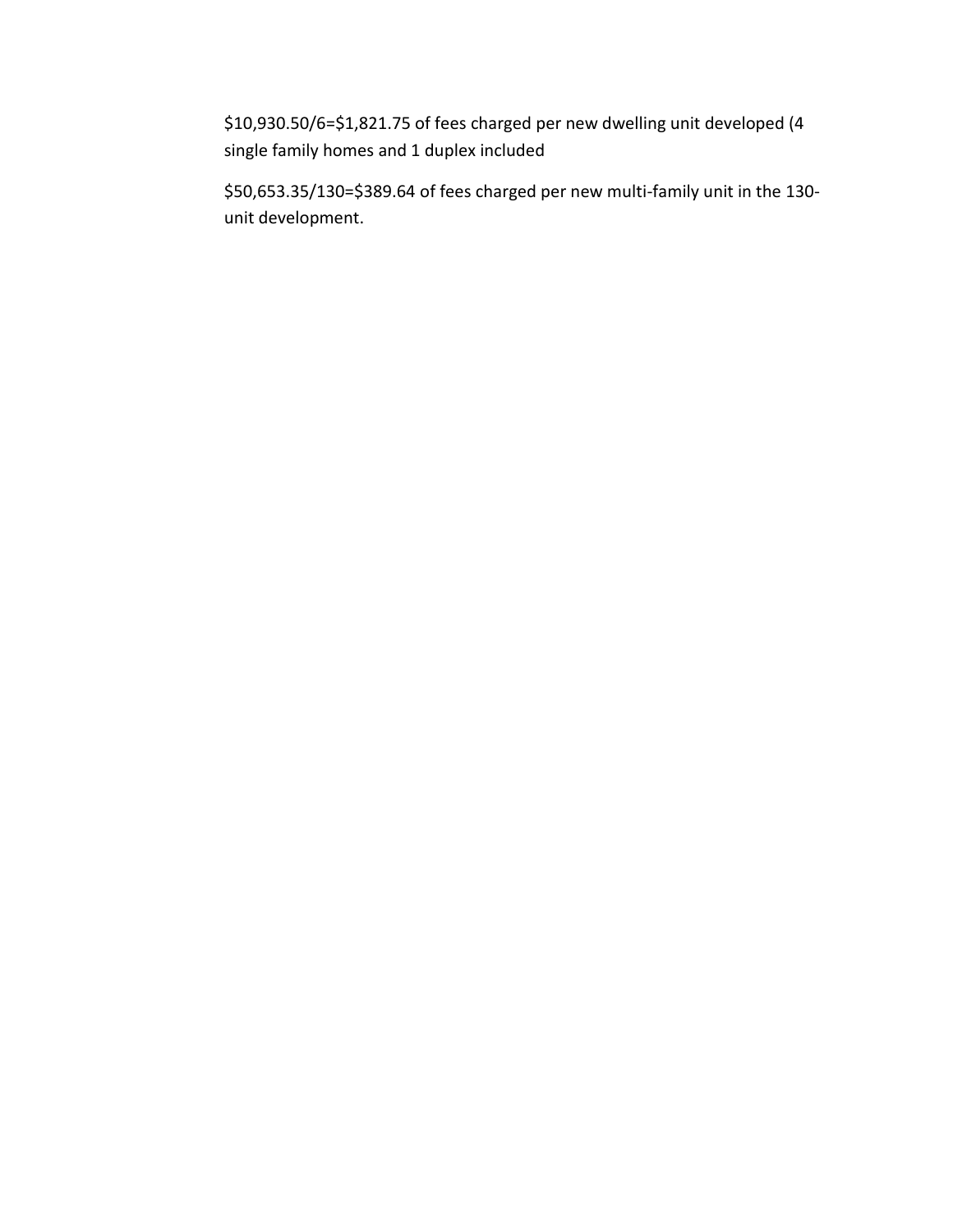$10,930.50/6=$1,821.75 of fees charged per new dwelling unit developed (4 single family homes and 1 duplex included

$50,653.35/130=$389.64 of fees charged per new multi-family unit in the 130-unit development.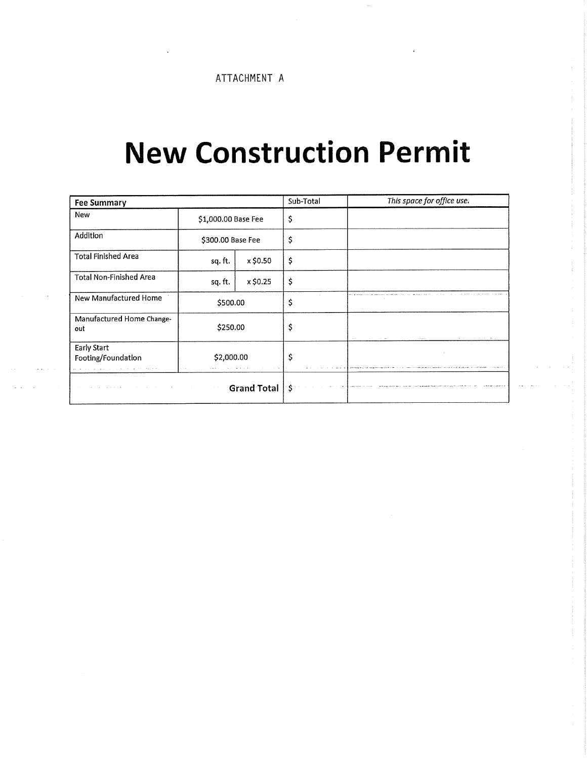ATTACHMENT A

# New Construction Permit

| Fee Summary | | | Sub-Total | *This space for office use.* |
|---|---|---|---|---|
| New | $1,000.00 Base Fee | | $ | |
| Addition | $300.00 Base Fee | | $ | |
| Total Finished Area | sq. ft. | x $0.50 | $ | |
| Total Non-Finished Area | sq. ft. | x $0.25 | $ | |
| New Manufactured Home | $500.00 | | $ | |
| Manufactured Home Change-out | $250.00 | | $ | |
| Early Start Footing/Foundation | $2,000.00 | | $ | |
| | | **Grand Total** | $ | |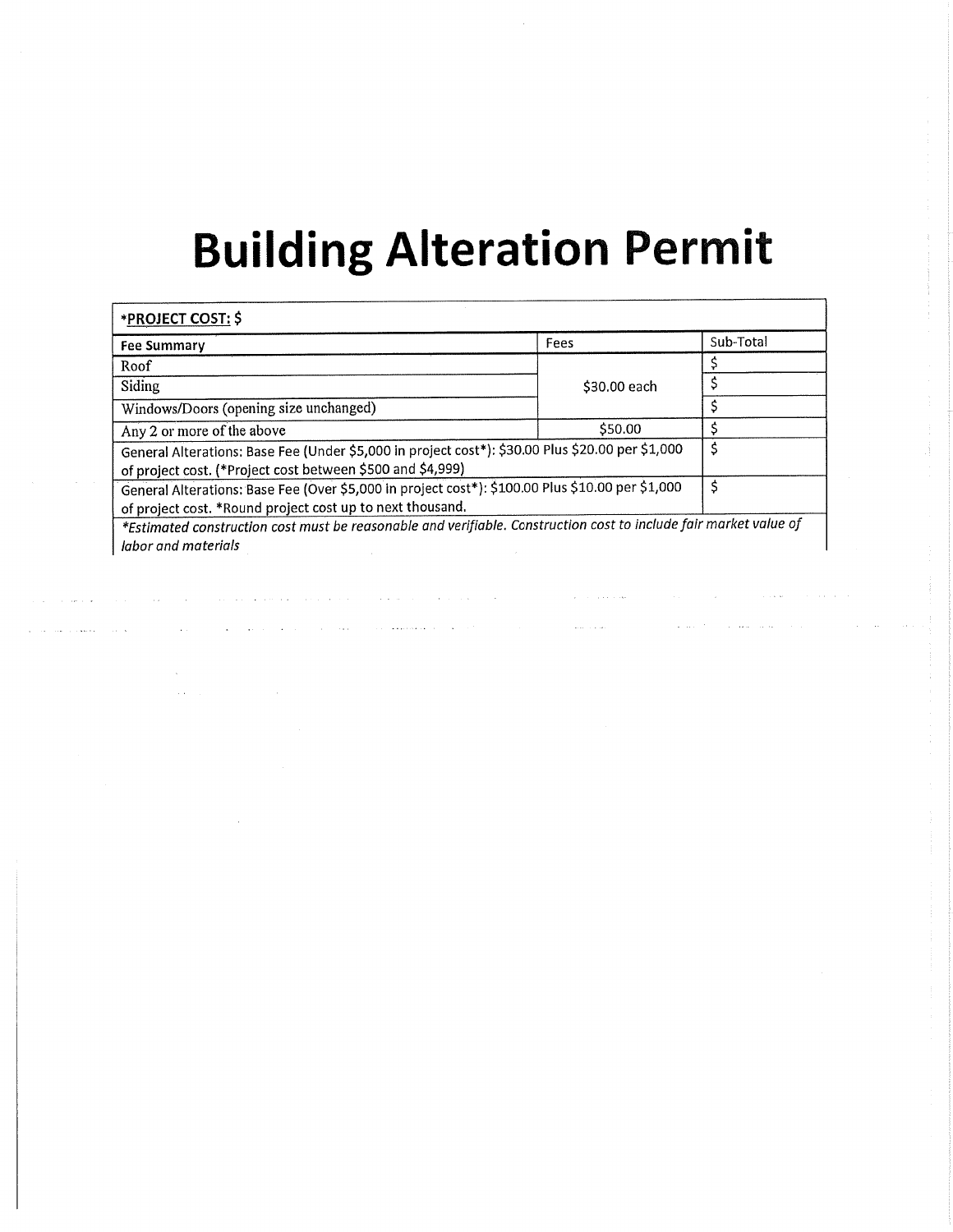# Building Alteration Permit

| *PROJECT COST: $ | | |
|---|---|---|
| **Fee Summary** | Fees | Sub-Total |
| Roof | $30.00 each | $ |
| Siding | | $ |
| Windows/Doors (opening size unchanged) | | $ |
| Any 2 or more of the above | $50.00 | $ |
| General Alterations: Base Fee (Under $5,000 in project cost*): $30.00 Plus $20.00 per $1,000 of project cost. (*Project cost between $500 and $4,999) | | $ |
| General Alterations: Base Fee (Over $5,000 in project cost*): $100.00 Plus $10.00 per $1,000 of project cost. *Round project cost up to next thousand. | | $ |
| *\*Estimated construction cost must be reasonable and verifiable. Construction cost to include fair market value of labor and materials* | | |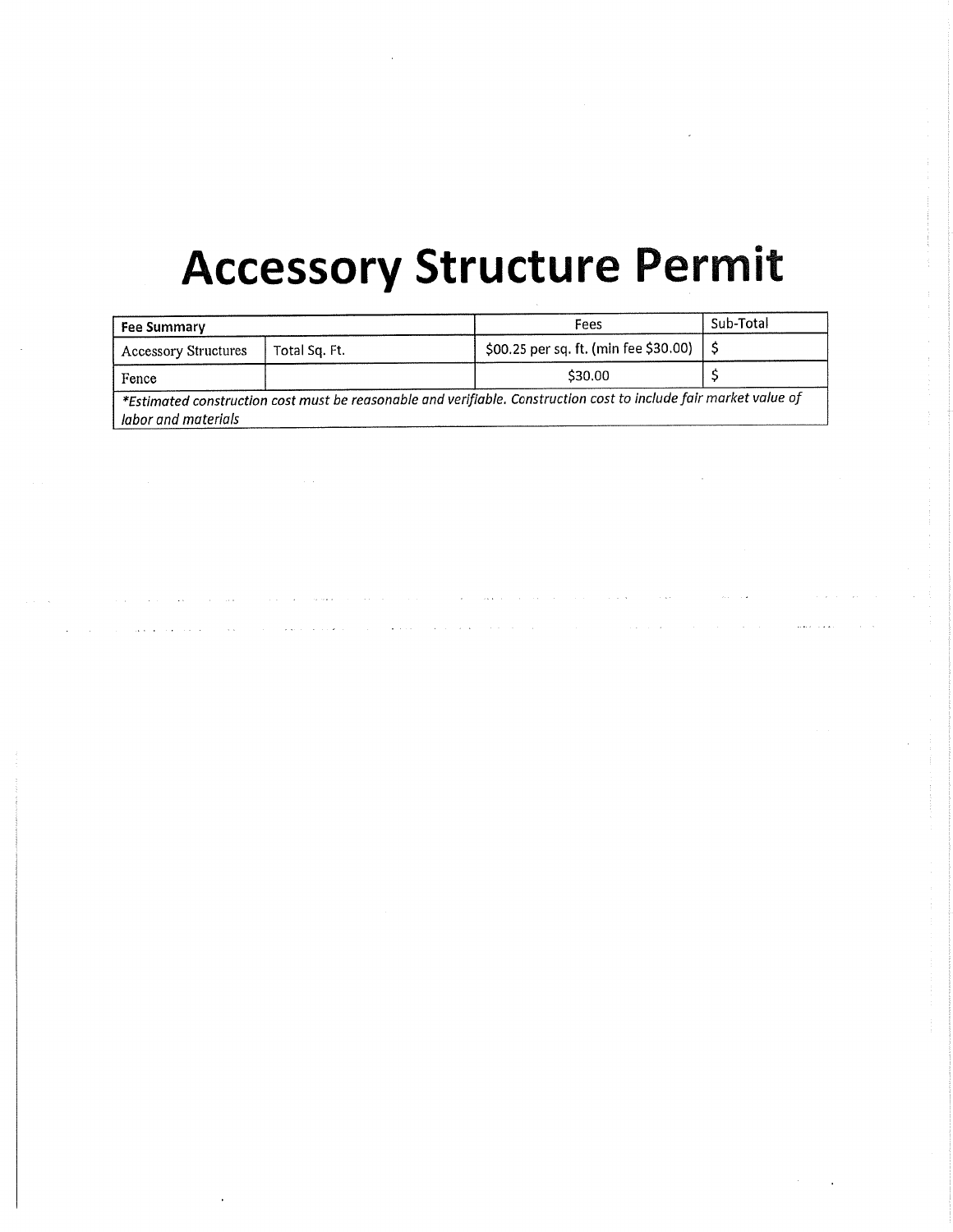# Accessory Structure Permit

| Fee Summary | | Fees | Sub-Total |
|---|---|---|---|
| Accessory Structures | Total Sq. Ft. | $00.25 per sq. ft. (min fee $30.00) | $ |
| Fence | | $30.00 | $ |
| *\*Estimated construction cost must be reasonable and verifiable. Construction cost to include fair market value of labor and materials* | | | |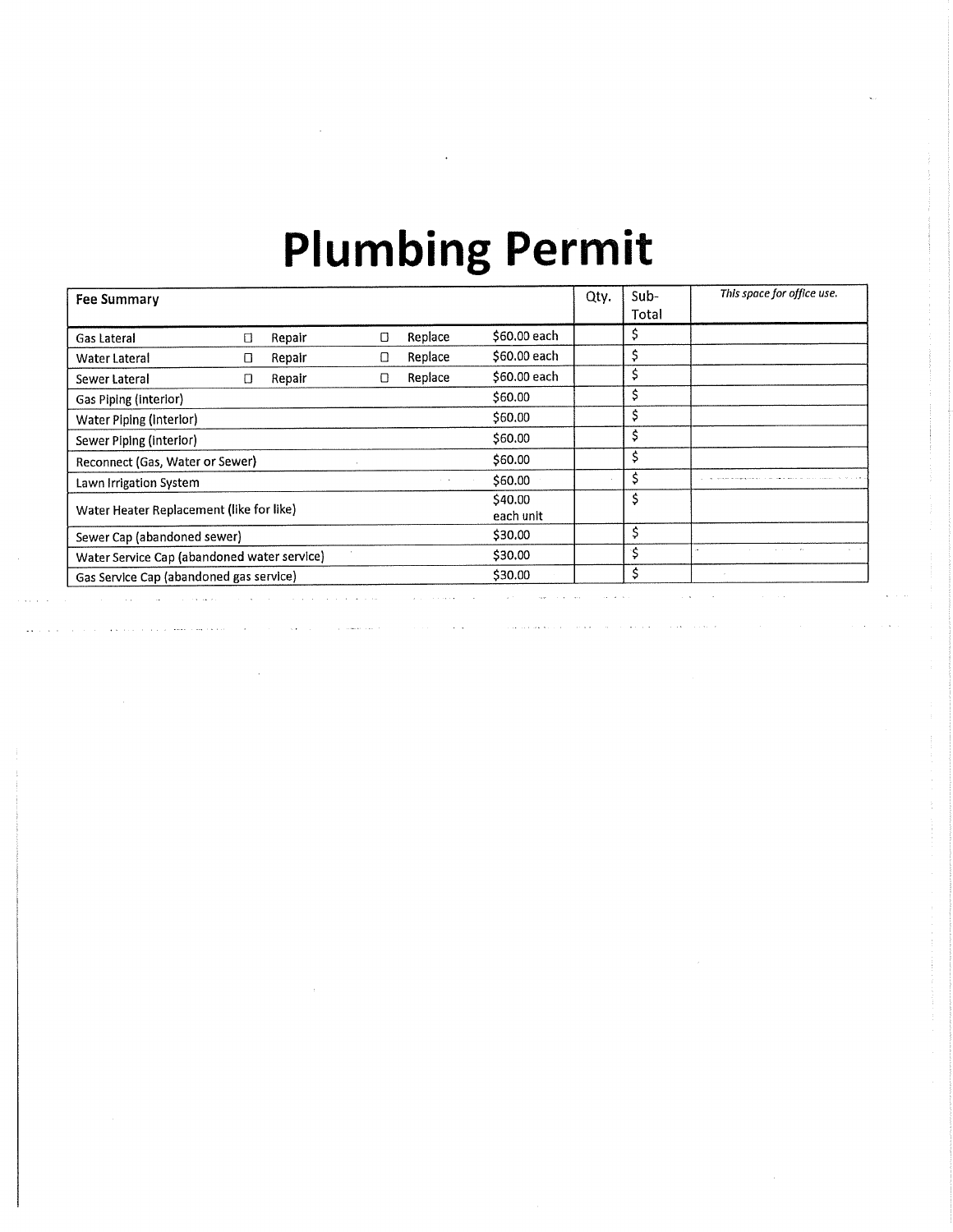# Plumbing Permit

| Fee Summary | | | | | Qty. | Sub-Total | *This space for office use.* |
|---|---|---|---|---|---|---|---|
| Gas Lateral | ☐ Repair | | ☐ Replace | $60.00 each | | $ | |
| Water Lateral | ☐ Repair | | ☐ Replace | $60.00 each | | $ | |
| Sewer Lateral | ☐ Repair | | ☐ Replace | $60.00 each | | $ | |
| Gas Piping (interior) | | | | $60.00 | | $ | |
| Water Piping (interior) | | | | $60.00 | | $ | |
| Sewer Piping (interior) | | | | $60.00 | | $ | |
| Reconnect (Gas, Water or Sewer) | | | | $60.00 | | $ | |
| Lawn Irrigation System | | | | $60.00 | | $ | |
| Water Heater Replacement (like for like) | | | | $40.00 each unit | | $ | |
| Sewer Cap (abandoned sewer) | | | | $30.00 | | $ | |
| Water Service Cap (abandoned water service) | | | | $30.00 | | $ | |
| Gas Service Cap (abandoned gas service) | | | | $30.00 | | $ | |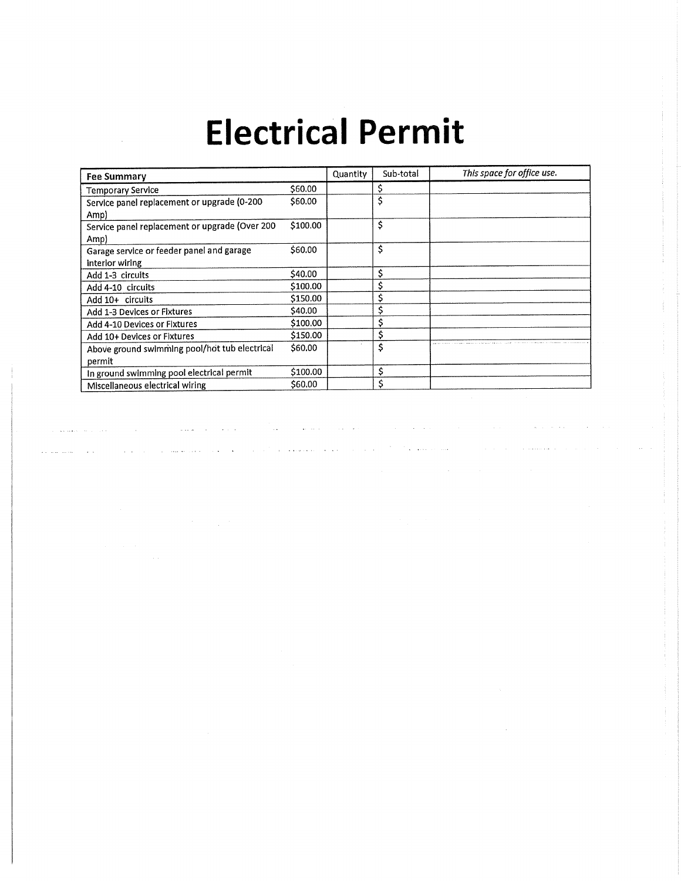# Electrical Permit

| Fee Summary | | Quantity | Sub-total | *This space for office use.* |
|---|---|---|---|---|
| Temporary Service | $60.00 | | $ | |
| Service panel replacement or upgrade (0-200 Amp) | $60.00 | | $ | |
| Service panel replacement or upgrade (Over 200 Amp) | $100.00 | | $ | |
| Garage service or feeder panel and garage interior wiring | $60.00 | | $ | |
| Add 1-3 circuits | $40.00 | | $ | |
| Add 4-10 circuits | $100.00 | | $ | |
| Add 10+ circuits | $150.00 | | $ | |
| Add 1-3 Devices or Fixtures | $40.00 | | $ | |
| Add 4-10 Devices or Fixtures | $100.00 | | $ | |
| Add 10+ Devices or Fixtures | $150.00 | | $ | |
| Above ground swimming pool/hot tub electrical permit | $60.00 | | $ | |
| In ground swimming pool electrical permit | $100.00 | | $ | |
| Miscellaneous electrical wiring | $60.00 | | $ | |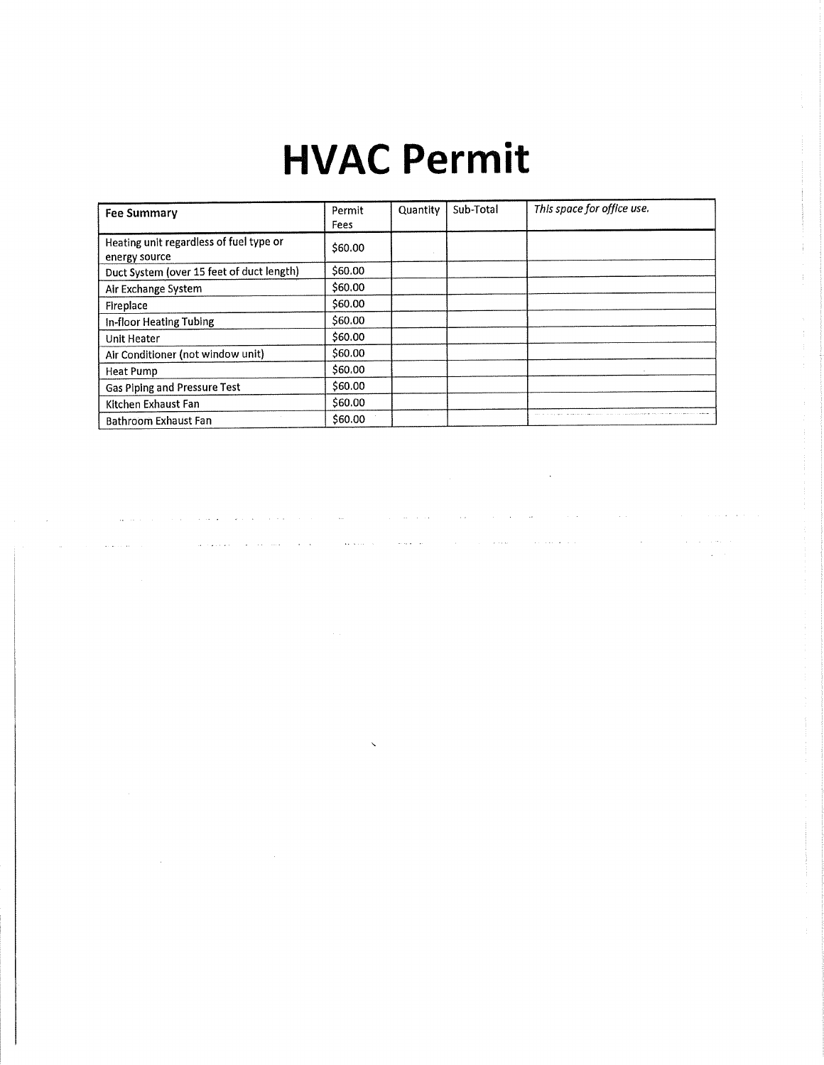# HVAC Permit

| Fee Summary | Permit Fees | Quantity | Sub-Total | *This space for office use.* |
|---|---|---|---|---|
| Heating unit regardless of fuel type or energy source | $60.00 | | | |
| Duct System (over 15 feet of duct length) | $60.00 | | | |
| Air Exchange System | $60.00 | | | |
| Fireplace | $60.00 | | | |
| In-floor Heating Tubing | $60.00 | | | |
| Unit Heater | $60.00 | | | |
| Air Conditioner (not window unit) | $60.00 | | | |
| Heat Pump | $60.00 | | | |
| Gas Piping and Pressure Test | $60.00 | | | |
| Kitchen Exhaust Fan | $60.00 | | | |
| Bathroom Exhaust Fan | $60.00 | | | |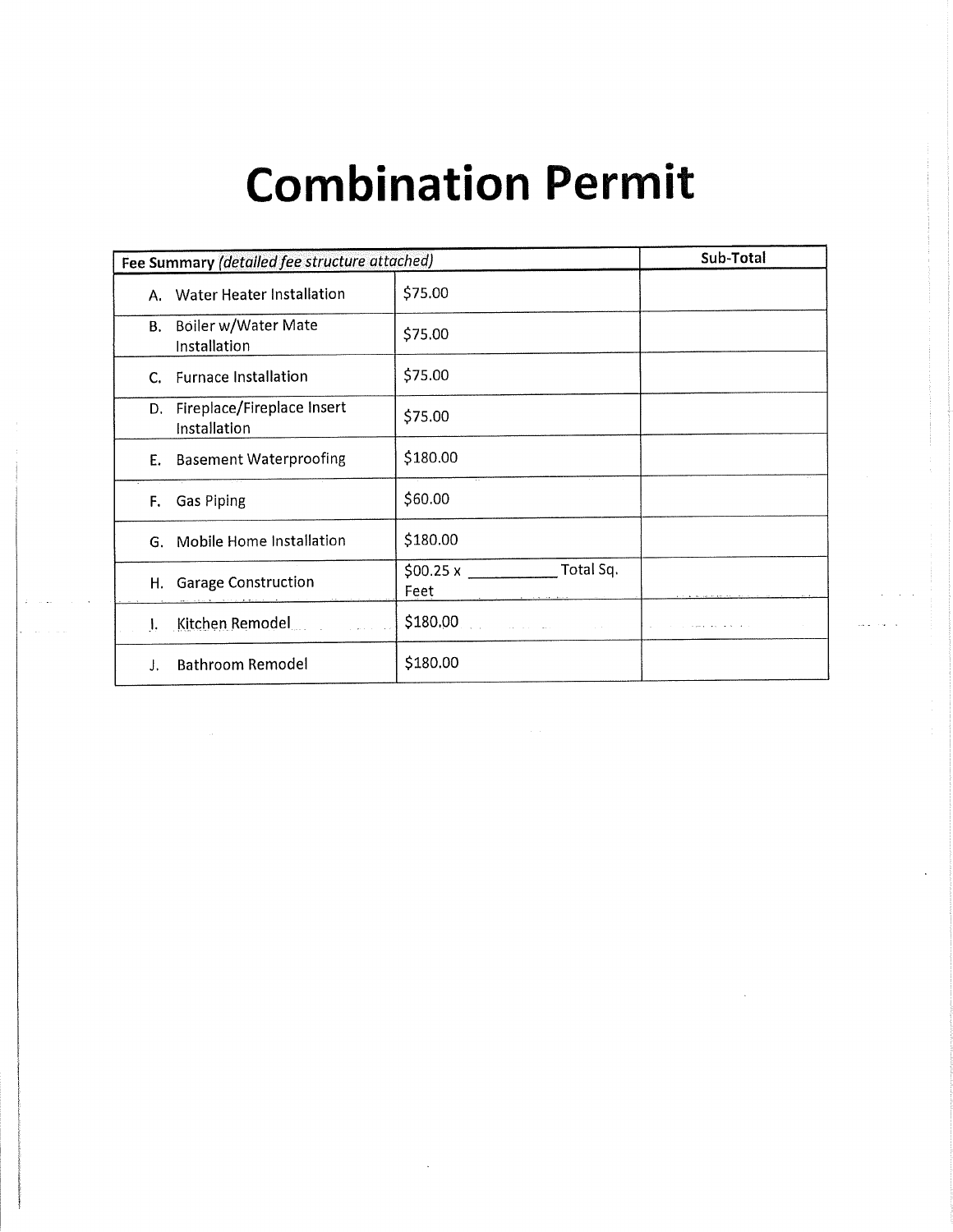# Combination Permit

| Fee Summary *(detailed fee structure attached)* | | Sub-Total |
|---|---|---|
| A. Water Heater Installation | $75.00 | |
| B. Boiler w/Water Mate Installation | $75.00 | |
| C. Furnace Installation | $75.00 | |
| D. Fireplace/Fireplace Insert Installation | $75.00 | |
| E. Basement Waterproofing | $180.00 | |
| F. Gas Piping | $60.00 | |
| G. Mobile Home Installation | $180.00 | |
| H. Garage Construction | $00.25 x ___________ Total Sq. Feet | |
| I. Kitchen Remodel | $180.00 | |
| J. Bathroom Remodel | $180.00 | |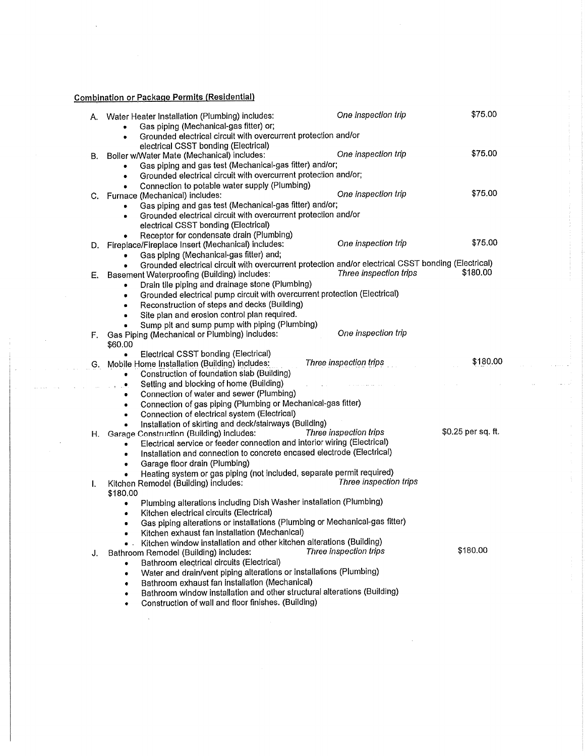**Combination or Package Permits (Residential)**

A. Water Heater Installation (Plumbing) includes: *One inspection trip* $75.00
- Gas piping (Mechanical-gas fitter) or;
- Grounded electrical circuit with overcurrent protection and/or electrical CSST bonding (Electrical)

B. Boiler w/Water Mate (Mechanical) includes: *One inspection trip* $75.00
- Gas piping and gas test (Mechanical-gas fitter) and/or;
- Grounded electrical circuit with overcurrent protection and/or;
- Connection to potable water supply (Plumbing)

C. Furnace (Mechanical) includes: *One inspection trip* $75.00
- Gas piping and gas test (Mechanical-gas fitter) and/or;
- Grounded electrical circuit with overcurrent protection and/or electrical CSST bonding (Electrical)
- Receptor for condensate drain (Plumbing)

D. Fireplace/Fireplace Insert (Mechanical) includes: *One inspection trip* $75.00
- Gas piping (Mechanical-gas fitter) and;
- Grounded electrical circuit with overcurrent protection and/or electrical CSST bonding (Electrical)

E. Basement Waterproofing (Building) includes: *Three inspection trips* $180.00
- Drain tile piping and drainage stone (Plumbing)
- Grounded electrical pump circuit with overcurrent protection (Electrical)
- Reconstruction of steps and decks (Building)
- Site plan and erosion control plan required.
- Sump pit and sump pump with piping (Plumbing)

F. Gas Piping (Mechanical or Plumbing) includes: *One inspection trip* $60.00
- Electrical CSST bonding (Electrical)

G. Mobile Home Installation (Building) includes: *Three inspection trips* $180.00
- Construction of foundation slab (Building)
- Setting and blocking of home (Building)
- Connection of water and sewer (Plumbing)
- Connection of gas piping (Plumbing or Mechanical-gas fitter)
- Connection of electrical system (Electrical)
- Installation of skirting and deck/stairways (Building)

H. Garage Construction (Building) includes: *Three inspection trips* $0.25 per sq. ft.
- Electrical service or feeder connection and interior wiring (Electrical)
- Installation and connection to concrete encased electrode (Electrical)
- Garage floor drain (Plumbing)
- Heating system or gas piping (not included, separate permit required)

I. Kitchen Remodel (Building) includes: *Three inspection trips* $180.00
- Plumbing alterations including Dish Washer installation (Plumbing)
- Kitchen electrical circuits (Electrical)
- Gas piping alterations or installations (Plumbing or Mechanical-gas fitter)
- Kitchen exhaust fan installation (Mechanical)
- Kitchen window installation and other kitchen alterations (Building)

J. Bathroom Remodel (Building) includes: *Three inspection trips* $180.00
- Bathroom electrical circuits (Electrical)
- Water and drain/vent piping alterations or installations (Plumbing)
- Bathroom exhaust fan installation (Mechanical)
- Bathroom window installation and other structural alterations (Building)
- Construction of wall and floor finishes. (Building)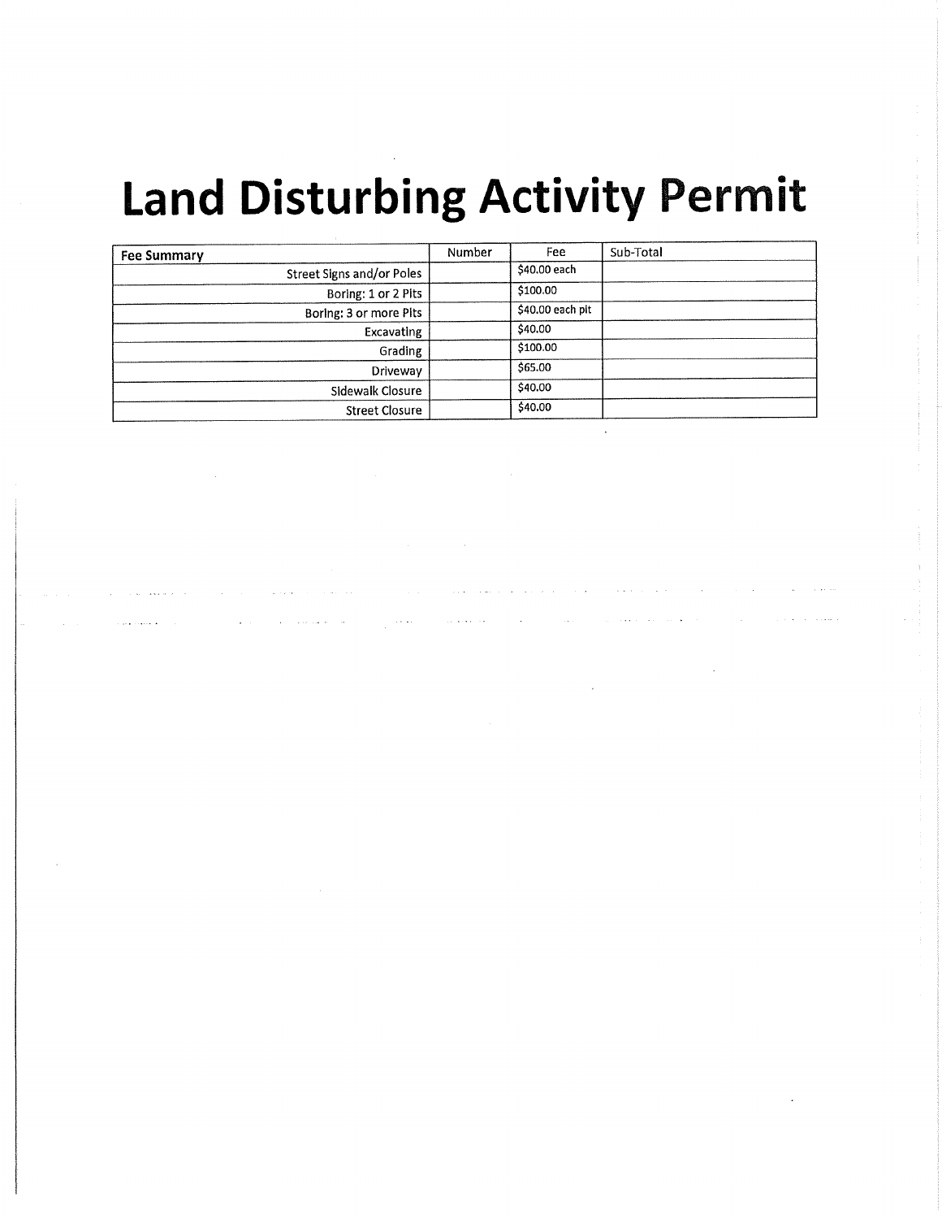# Land Disturbing Activity Permit

| Fee Summary | Number | Fee | Sub-Total |
|---|---|---|---|
| Street Signs and/or Poles | | $40.00 each | |
| Boring: 1 or 2 Pits | | $100.00 | |
| Boring: 3 or more Pits | | $40.00 each pit | |
| Excavating | | $40.00 | |
| Grading | | $100.00 | |
| Driveway | | $65.00 | |
| Sidewalk Closure | | $40.00 | |
| Street Closure | | $40.00 | |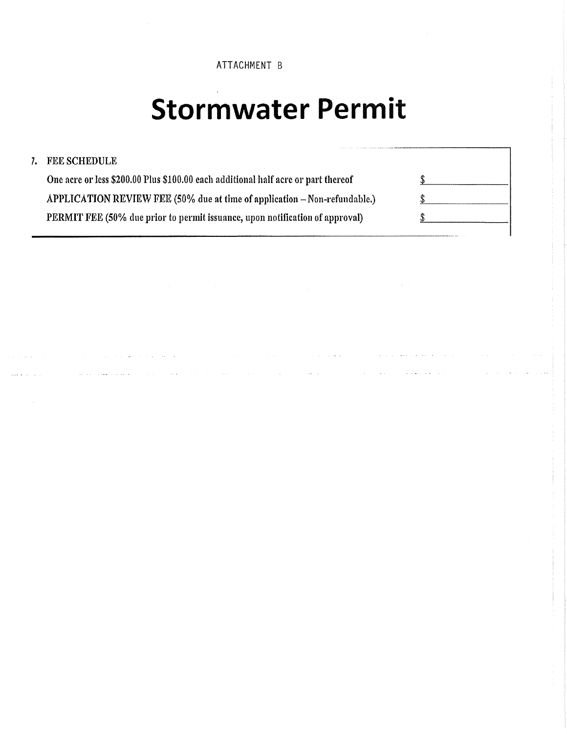ATTACHMENT B

# Stormwater Permit

7. FEE SCHEDULE

| | |
|---|---|
| One acre or less $200.00 Plus $100.00 each additional half acre or part thereof | $ |
| APPLICATION REVIEW FEE (50% due at time of application – Non-refundable.) | $ |
| PERMIT FEE (50% due prior to permit issuance, upon notification of approval) | $ |